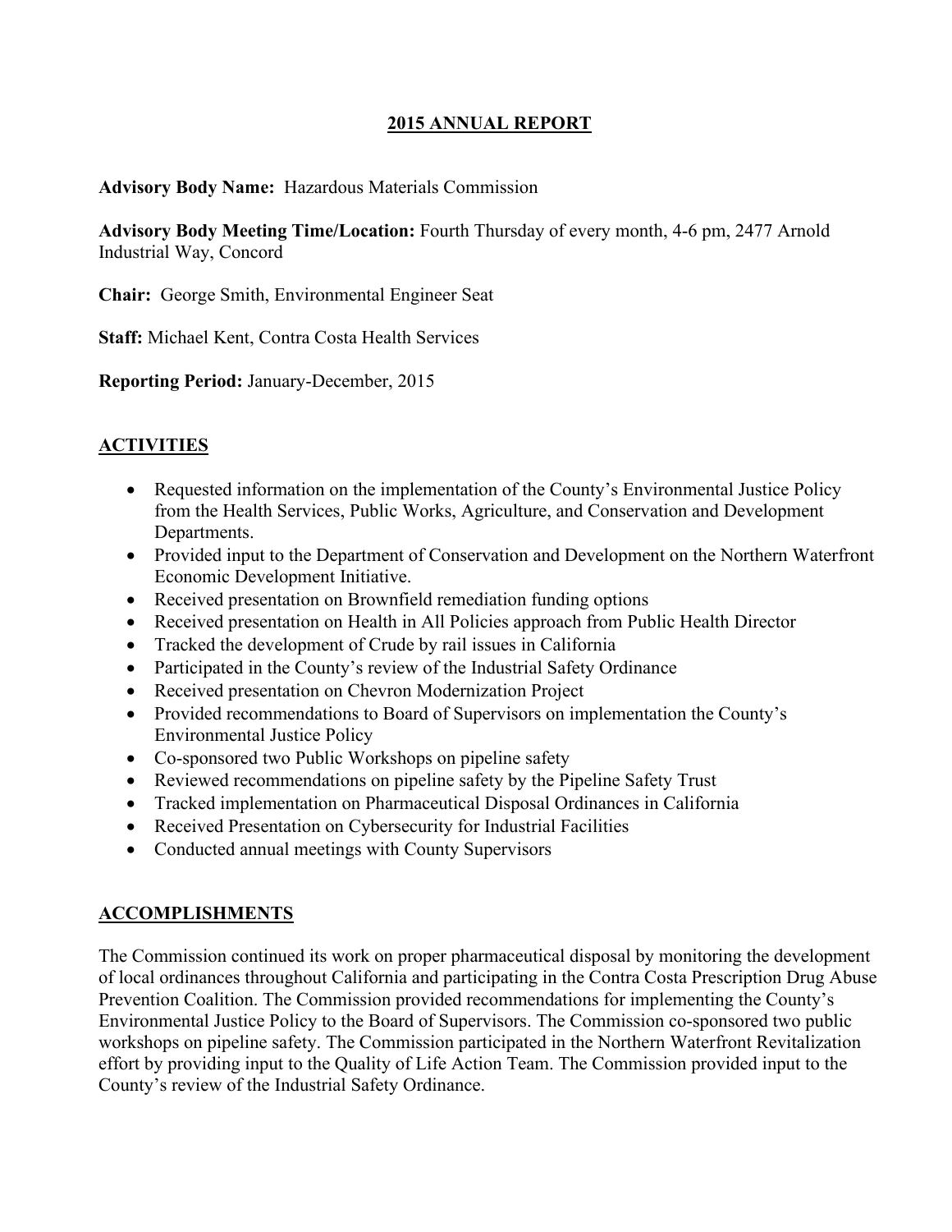# 2015 ANNUAL REPORT

**Advisory Body Name:** Hazardous Materials Commission

**Advisory Body Meeting Time/Location:** Fourth Thursday of every month, 4-6 pm, 2477 Arnold Industrial Way, Concord

**Chair:** George Smith, Environmental Engineer Seat

**Staff:** Michael Kent, Contra Costa Health Services

**Reporting Period:** January-December, 2015

## ACTIVITIES

- Requested information on the implementation of the County's Environmental Justice Policy from the Health Services, Public Works, Agriculture, and Conservation and Development Departments.
- Provided input to the Department of Conservation and Development on the Northern Waterfront Economic Development Initiative.
- Received presentation on Brownfield remediation funding options
- Received presentation on Health in All Policies approach from Public Health Director
- Tracked the development of Crude by rail issues in California
- Participated in the County's review of the Industrial Safety Ordinance
- Received presentation on Chevron Modernization Project
- Provided recommendations to Board of Supervisors on implementation the County's Environmental Justice Policy
- Co-sponsored two Public Workshops on pipeline safety
- Reviewed recommendations on pipeline safety by the Pipeline Safety Trust
- Tracked implementation on Pharmaceutical Disposal Ordinances in California
- Received Presentation on Cybersecurity for Industrial Facilities
- Conducted annual meetings with County Supervisors

## ACCOMPLISHMENTS

The Commission continued its work on proper pharmaceutical disposal by monitoring the development of local ordinances throughout California and participating in the Contra Costa Prescription Drug Abuse Prevention Coalition. The Commission provided recommendations for implementing the County's Environmental Justice Policy to the Board of Supervisors. The Commission co-sponsored two public workshops on pipeline safety. The Commission participated in the Northern Waterfront Revitalization effort by providing input to the Quality of Life Action Team. The Commission provided input to the County's review of the Industrial Safety Ordinance.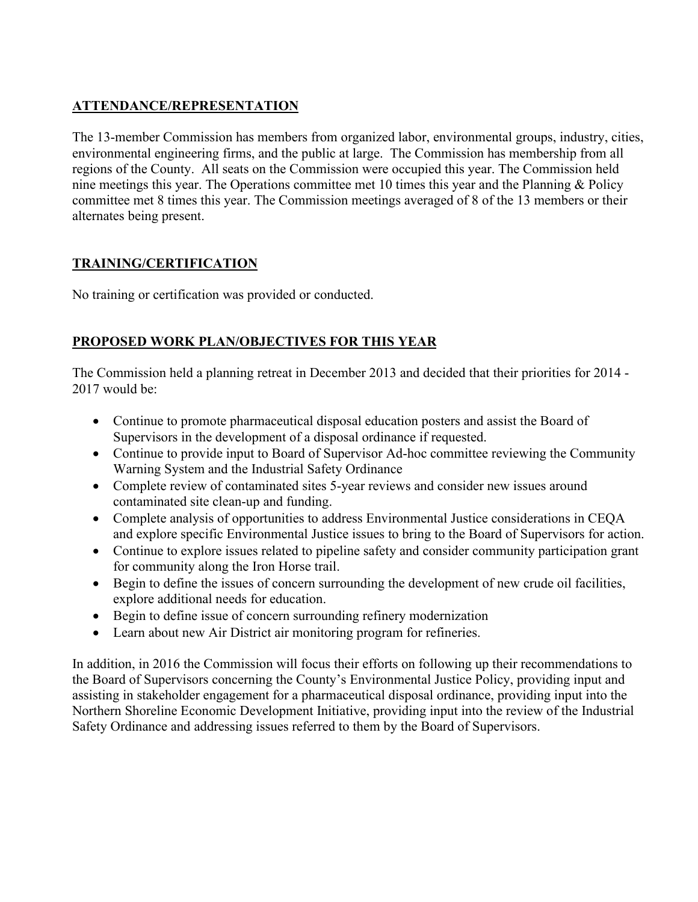## ATTENDANCE/REPRESENTATION

The 13-member Commission has members from organized labor, environmental groups, industry, cities, environmental engineering firms, and the public at large. The Commission has membership from all regions of the County. All seats on the Commission were occupied this year. The Commission held nine meetings this year. The Operations committee met 10 times this year and the Planning & Policy committee met 8 times this year. The Commission meetings averaged of 8 of the 13 members or their alternates being present.

## TRAINING/CERTIFICATION

No training or certification was provided or conducted.

## PROPOSED WORK PLAN/OBJECTIVES FOR THIS YEAR

The Commission held a planning retreat in December 2013 and decided that their priorities for 2014 - 2017 would be:

- Continue to promote pharmaceutical disposal education posters and assist the Board of Supervisors in the development of a disposal ordinance if requested.
- Continue to provide input to Board of Supervisor Ad-hoc committee reviewing the Community Warning System and the Industrial Safety Ordinance
- Complete review of contaminated sites 5-year reviews and consider new issues around contaminated site clean-up and funding.
- Complete analysis of opportunities to address Environmental Justice considerations in CEQA and explore specific Environmental Justice issues to bring to the Board of Supervisors for action.
- Continue to explore issues related to pipeline safety and consider community participation grant for community along the Iron Horse trail.
- Begin to define the issues of concern surrounding the development of new crude oil facilities, explore additional needs for education.
- Begin to define issue of concern surrounding refinery modernization
- Learn about new Air District air monitoring program for refineries.

In addition, in 2016 the Commission will focus their efforts on following up their recommendations to the Board of Supervisors concerning the County's Environmental Justice Policy, providing input and assisting in stakeholder engagement for a pharmaceutical disposal ordinance, providing input into the Northern Shoreline Economic Development Initiative, providing input into the review of the Industrial Safety Ordinance and addressing issues referred to them by the Board of Supervisors.